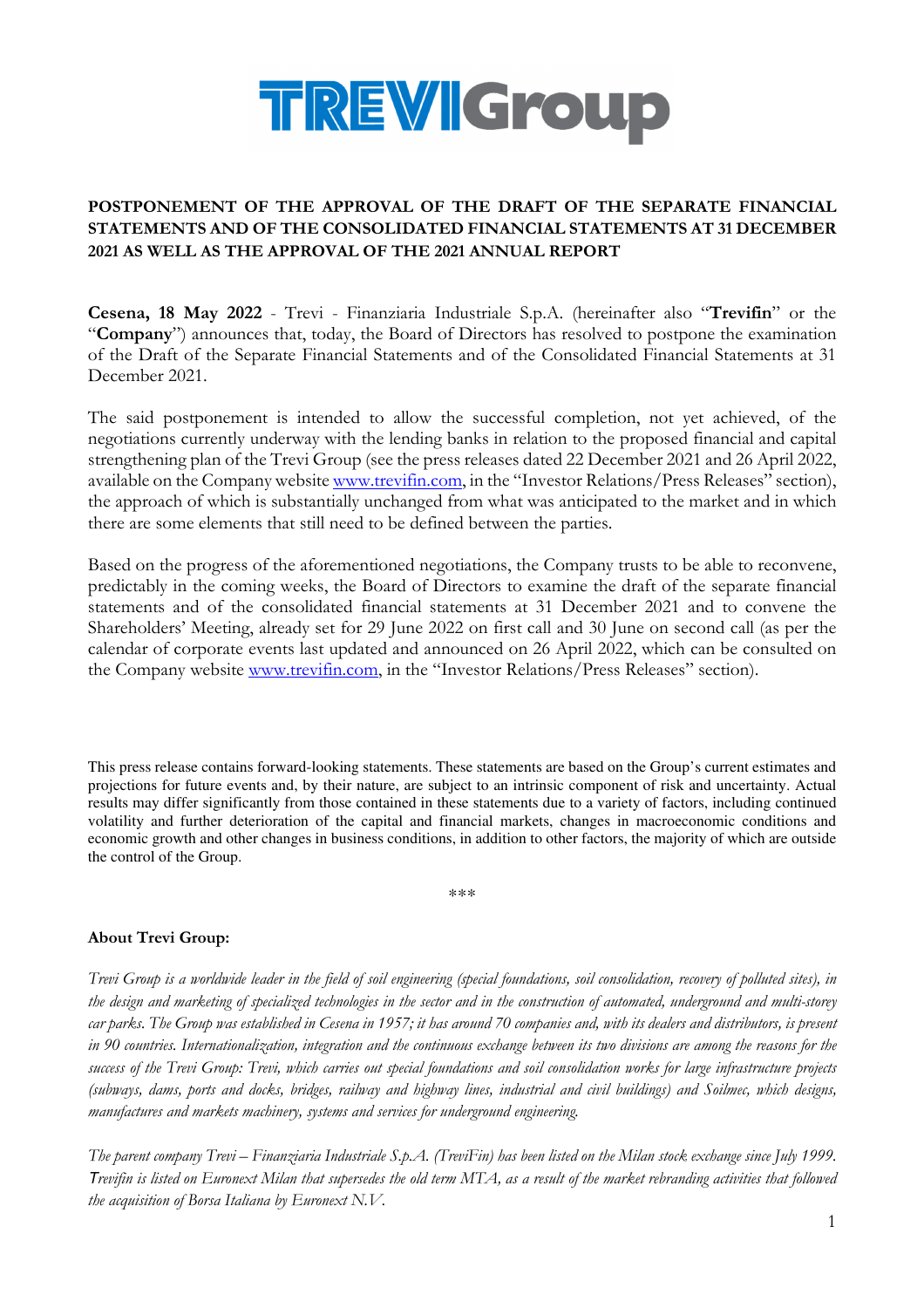# TREVIGroup

## POSTPONEMENT OF THE APPROVAL OF THE DRAFT OF THE SEPARATE FINANCIAL STATEMENTS AND OF THE CONSOLIDATED FINANCIAL STATEMENTS AT 31 DECEMBER 2021 AS WELL AS THE APPROVAL OF THE 2021 ANNUAL REPORT

**Cesena, 18 May 2022** - Trevi - Finanziaria Industriale S.p.A. (hereinafter also "**Trevifin**" or the "**Company**") announces that, today, the Board of Directors has resolved to postpone the examination of the Draft of the Separate Financial Statements and of the Consolidated Financial Statements at 31 December 2021.

The said postponement is intended to allow the successful completion, not yet achieved, of the negotiations currently underway with the lending banks in relation to the proposed financial and capital strengthening plan of the Trevi Group (see the press releases dated 22 December 2021 and 26 April 2022, available on the Company website www.trevifin.com, in the "Investor Relations/Press Releases" section), the approach of which is substantially unchanged from what was anticipated to the market and in which there are some elements that still need to be defined between the parties.

Based on the progress of the aforementioned negotiations, the Company trusts to be able to reconvene, predictably in the coming weeks, the Board of Directors to examine the draft of the separate financial statements and of the consolidated financial statements at 31 December 2021 and to convene the Shareholders' Meeting, already set for 29 June 2022 on first call and 30 June on second call (as per the calendar of corporate events last updated and announced on 26 April 2022, which can be consulted on the Company website www.trevifin.com, in the "Investor Relations/Press Releases" section).

This press release contains forward-looking statements. These statements are based on the Group's current estimates and projections for future events and, by their nature, are subject to an intrinsic component of risk and uncertainty. Actual results may differ significantly from those contained in these statements due to a variety of factors, including continued volatility and further deterioration of the capital and financial markets, changes in macroeconomic conditions and economic growth and other changes in business conditions, in addition to other factors, the majority of which are outside the control of the Group.

\*\*\*

**About Trevi Group:**

*Trevi Group is a worldwide leader in the field of soil engineering (special foundations, soil consolidation, recovery of polluted sites), in the design and marketing of specialized technologies in the sector and in the construction of automated, underground and multi-storey car parks. The Group was established in Cesena in 1957; it has around 70 companies and, with its dealers and distributors, is present in 90 countries. Internationalization, integration and the continuous exchange between its two divisions are among the reasons for the success of the Trevi Group: Trevi, which carries out special foundations and soil consolidation works for large infrastructure projects (subways, dams, ports and docks, bridges, railway and highway lines, industrial and civil buildings) and Soilmec, which designs, manufactures and markets machinery, systems and services for underground engineering.*

*The parent company Trevi – Finanziaria Industriale S.p.A. (TreviFin) has been listed on the Milan stock exchange since July 1999. Trevifin is listed on Euronext Milan that supersedes the old term MTA, as a result of the market rebranding activities that followed the acquisition of Borsa Italiana by Euronext N.V.*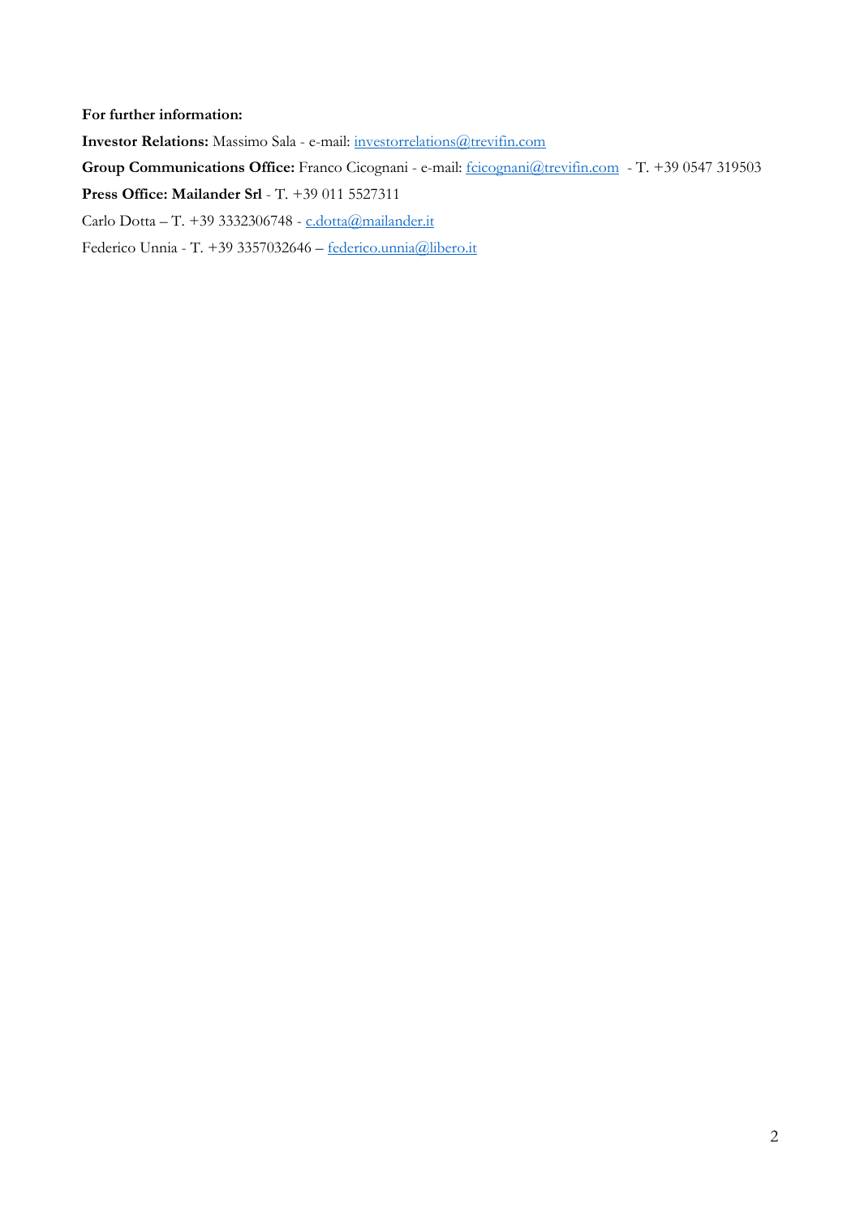**For further information:**

**Investor Relations:** Massimo Sala - e-mail: investorrelations@trevifin.com

**Group Communications Office:** Franco Cicognani - e-mail: fcicognani@trevifin.com - T. +39 0547 319503

**Press Office: Mailander Srl** - T. +39 011 5527311

Carlo Dotta – T. +39 3332306748 - c.dotta@mailander.it

Federico Unnia - T. +39 3357032646 – federico.unnia@libero.it